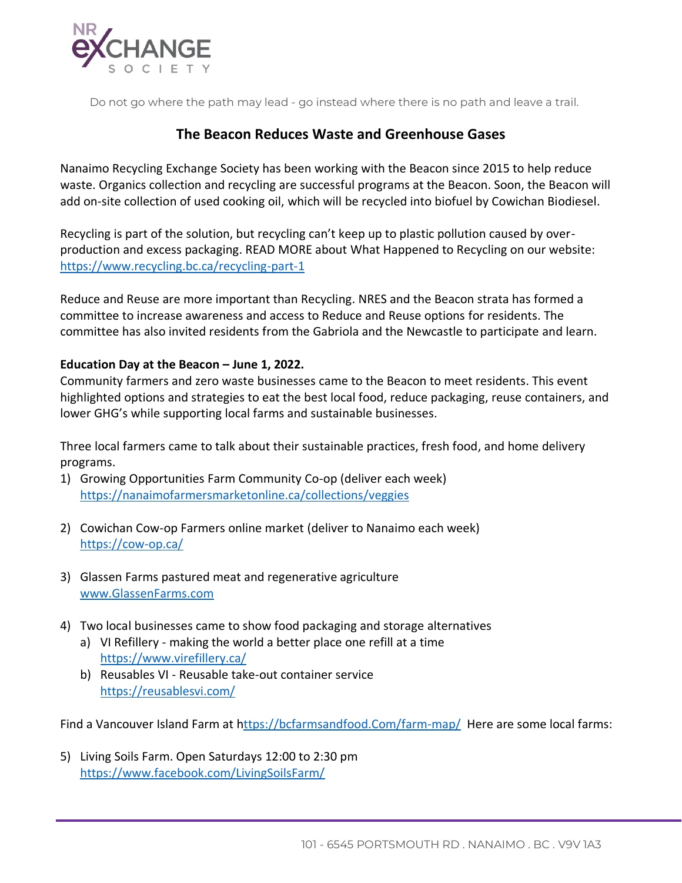Do not go where the path may lead - go instead where there is no path and leave a trail.

# The Beacon Reduces Waste and Greenhouse Gases

Nanaimo Recycling Exchange Society has been working with the Beacon since 2015 to help reduce waste. Organics collection and recycling are successful programs at the Beacon. Soon, the Beacon will add on-site collection of used cooking oil, which will be recycled into biofuel by Cowichan Biodiesel.

Recycling is part of the solution, but recycling can't keep up to plastic pollution caused by over-production and excess packaging. READ MORE about What Happened to Recycling on our website: https://www.recycling.bc.ca/recycling-part-1

Reduce and Reuse are more important than Recycling. NRES and the Beacon strata has formed a committee to increase awareness and access to Reduce and Reuse options for residents. The committee has also invited residents from the Gabriola and the Newcastle to participate and learn.

**Education Day at the Beacon – June 1, 2022.**
Community farmers and zero waste businesses came to the Beacon to meet residents. This event highlighted options and strategies to eat the best local food, reduce packaging, reuse containers, and lower GHG's while supporting local farms and sustainable businesses.

Three local farmers came to talk about their sustainable practices, fresh food, and home delivery programs.

1) Growing Opportunities Farm Community Co-op (deliver each week)
   https://nanaimofarmersmarketonline.ca/collections/veggies

2) Cowichan Cow-op Farmers online market (deliver to Nanaimo each week)
   https://cow-op.ca/

3) Glassen Farms pastured meat and regenerative agriculture
   www.GlassenFarms.com

4) Two local businesses came to show food packaging and storage alternatives
   a) VI Refillery - making the world a better place one refill at a time
      https://www.virefillery.ca/
   b) Reusables VI - Reusable take-out container service
      https://reusablesvi.com/

Find a Vancouver Island Farm at https://bcfarmsandfood.Com/farm-map/ Here are some local farms:

5) Living Soils Farm. Open Saturdays 12:00 to 2:30 pm
   https://www.facebook.com/LivingSoilsFarm/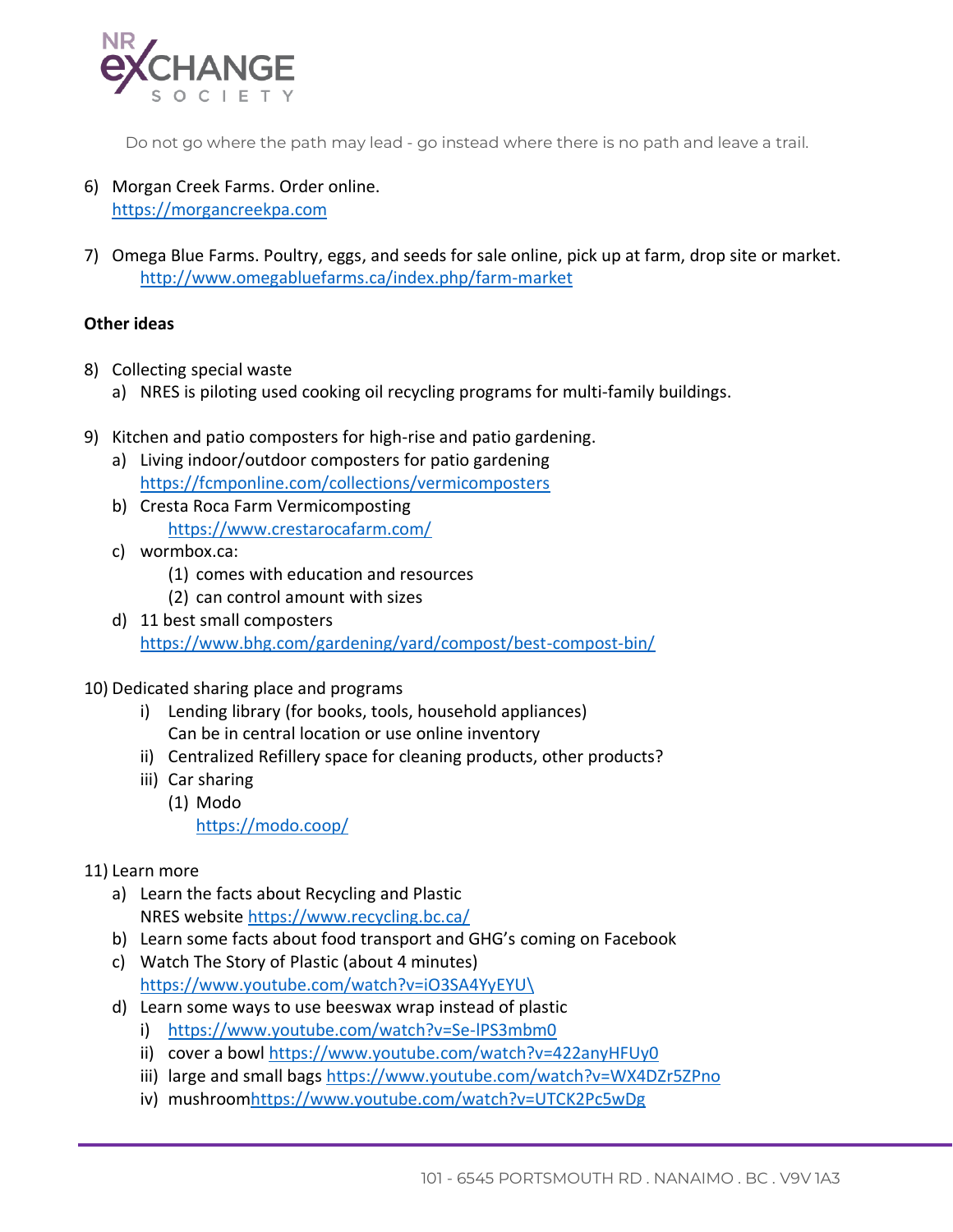Do not go where the path may lead - go instead where there is no path and leave a trail.

6) Morgan Creek Farms. Order online.
   https://morgancreekpa.com

7) Omega Blue Farms. Poultry, eggs, and seeds for sale online, pick up at farm, drop site or market.
   http://www.omegabluefarms.ca/index.php/farm-market

**Other ideas**

8) Collecting special waste
   a) NRES is piloting used cooking oil recycling programs for multi-family buildings.

9) Kitchen and patio composters for high-rise and patio gardening.
   a) Living indoor/outdoor composters for patio gardening
      https://fcmponline.com/collections/vermicomposters
   b) Cresta Roca Farm Vermicomposting
      https://www.crestarocafarm.com/
   c) wormbox.ca:
      (1) comes with education and resources
      (2) can control amount with sizes
   d) 11 best small composters
      https://www.bhg.com/gardening/yard/compost/best-compost-bin/

10) Dedicated sharing place and programs
    i) Lending library (for books, tools, household appliances)
       Can be in central location or use online inventory
    ii) Centralized Refillery space for cleaning products, other products?
    iii) Car sharing
       (1) Modo
          https://modo.coop/

11) Learn more
    a) Learn the facts about Recycling and Plastic
       NRES website https://www.recycling.bc.ca/
    b) Learn some facts about food transport and GHG's coming on Facebook
    c) Watch The Story of Plastic (about 4 minutes)
       https://www.youtube.com/watch?v=iO3SA4YyEYU\
    d) Learn some ways to use beeswax wrap instead of plastic
       i) https://www.youtube.com/watch?v=Se-lPS3mbm0
       ii) cover a bowl https://www.youtube.com/watch?v=422anyHFUy0
       iii) large and small bags https://www.youtube.com/watch?v=WX4DZr5ZPno
       iv) mushroomhttps://www.youtube.com/watch?v=UTCK2Pc5wDg